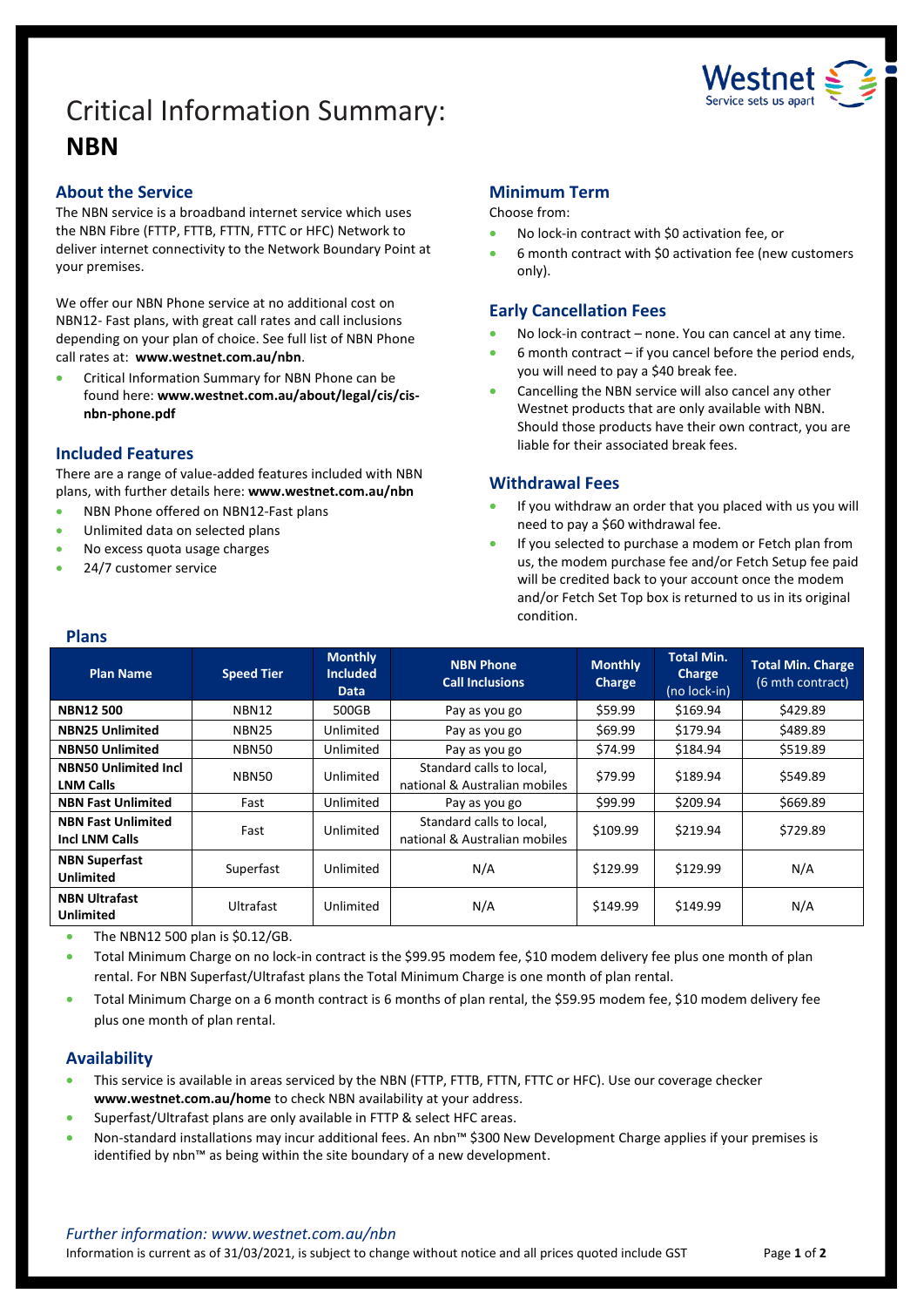# Critical Information Summary: **NBN**

## About the Service

The NBN service is a broadband internet service which uses the NBN Fibre (FTTP, FTTB, FTTN, FTTC or HFC) Network to deliver internet connectivity to the Network Boundary Point at your premises.

We offer our NBN Phone service at no additional cost on NBN12- Fast plans, with great call rates and call inclusions depending on your plan of choice. See full list of NBN Phone call rates at: **www.westnet.com.au/nbn**.

- Critical Information Summary for NBN Phone can be found here: **www.westnet.com.au/about/legal/cis/cis-nbn-phone.pdf**

## Included Features

There are a range of value-added features included with NBN plans, with further details here: **www.westnet.com.au/nbn**

- NBN Phone offered on NBN12-Fast plans
- Unlimited data on selected plans
- No excess quota usage charges
- 24/7 customer service

## Minimum Term

Choose from:

- No lock-in contract with $0 activation fee, or
- 6 month contract with $0 activation fee (new customers only).

## Early Cancellation Fees

- No lock-in contract – none. You can cancel at any time.
- 6 month contract – if you cancel before the period ends, you will need to pay a $40 break fee.
- Cancelling the NBN service will also cancel any other Westnet products that are only available with NBN. Should those products have their own contract, you are liable for their associated break fees.

## Withdrawal Fees

- If you withdraw an order that you placed with us you will need to pay a $60 withdrawal fee.
- If you selected to purchase a modem or Fetch plan from us, the modem purchase fee and/or Fetch Setup fee paid will be credited back to your account once the modem and/or Fetch Set Top box is returned to us in its original condition.

## Plans

| Plan Name | Speed Tier | Monthly Included Data | NBN Phone Call Inclusions | Monthly Charge | Total Min. Charge (no lock-in) | Total Min. Charge (6 mth contract) |
|---|---|---|---|---|---|---|
| **NBN12 500** | NBN12 | 500GB | Pay as you go | $59.99 | $169.94 | $429.89 |
| **NBN25 Unlimited** | NBN25 | Unlimited | Pay as you go | $69.99 | $179.94 | $489.89 |
| **NBN50 Unlimited** | NBN50 | Unlimited | Pay as you go | $74.99 | $184.94 | $519.89 |
| **NBN50 Unlimited Incl LNM Calls** | NBN50 | Unlimited | Standard calls to local, national & Australian mobiles | $79.99 | $189.94 | $549.89 |
| **NBN Fast Unlimited** | Fast | Unlimited | Pay as you go | $99.99 | $209.94 | $669.89 |
| **NBN Fast Unlimited Incl LNM Calls** | Fast | Unlimited | Standard calls to local, national & Australian mobiles | $109.99 | $219.94 | $729.89 |
| **NBN Superfast Unlimited** | Superfast | Unlimited | N/A | $129.99 | $129.99 | N/A |
| **NBN Ultrafast Unlimited** | Ultrafast | Unlimited | N/A | $149.99 | $149.99 | N/A |

- The NBN12 500 plan is $0.12/GB.
- Total Minimum Charge on no lock-in contract is the $99.95 modem fee, $10 modem delivery fee plus one month of plan rental. For NBN Superfast/Ultrafast plans the Total Minimum Charge is one month of plan rental.
- Total Minimum Charge on a 6 month contract is 6 months of plan rental, the $59.95 modem fee, $10 modem delivery fee plus one month of plan rental.

## Availability

- This service is available in areas serviced by the NBN (FTTP, FTTB, FTTN, FTTC or HFC). Use our coverage checker **www.westnet.com.au/home** to check NBN availability at your address.
- Superfast/Ultrafast plans are only available in FTTP & select HFC areas.
- Non-standard installations may incur additional fees. An nbn™ $300 New Development Charge applies if your premises is identified by nbn™ as being within the site boundary of a new development.

*Further information: www.westnet.com.au/nbn*

Information is current as of 31/03/2021, is subject to change without notice and all prices quoted include GST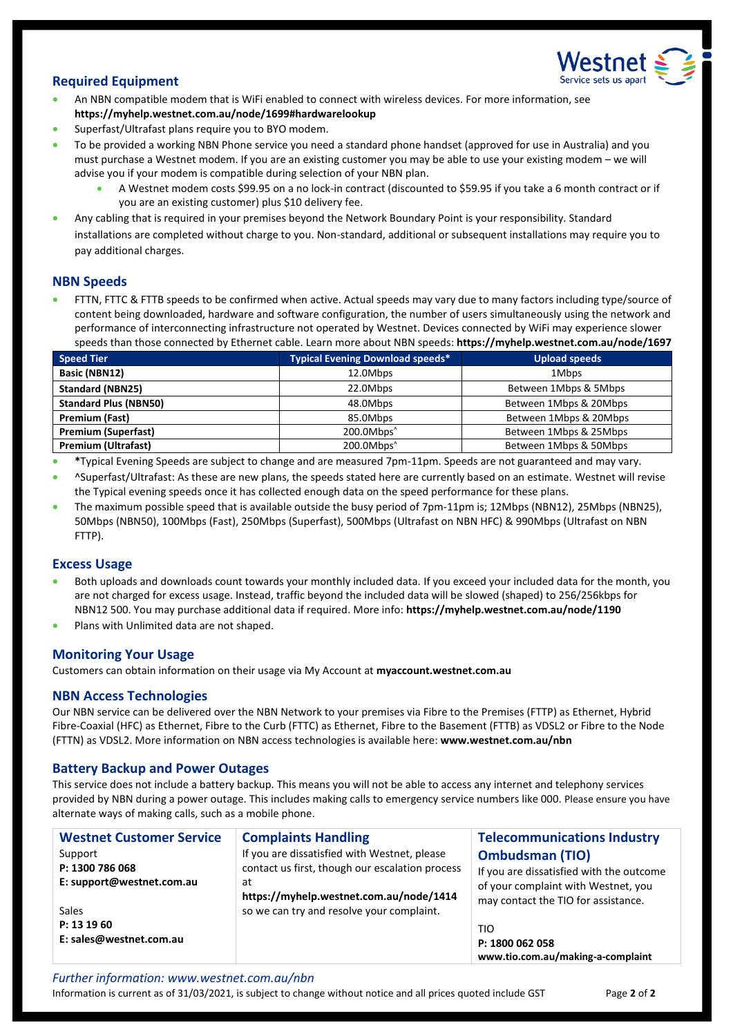## Required Equipment

- An NBN compatible modem that is WiFi enabled to connect with wireless devices. For more information, see **https://myhelp.westnet.com.au/node/1699#hardwarelookup**
- Superfast/Ultrafast plans require you to BYO modem.
- To be provided a working NBN Phone service you need a standard phone handset (approved for use in Australia) and you must purchase a Westnet modem. If you are an existing customer you may be able to use your existing modem – we will advise you if your modem is compatible during selection of your NBN plan.
    - A Westnet modem costs $99.95 on a no lock-in contract (discounted to $59.95 if you take a 6 month contract or if you are an existing customer) plus $10 delivery fee.
- Any cabling that is required in your premises beyond the Network Boundary Point is your responsibility. Standard installations are completed without charge to you. Non-standard, additional or subsequent installations may require you to pay additional charges.

## NBN Speeds

- FTTN, FTTC & FTTB speeds to be confirmed when active. Actual speeds may vary due to many factors including type/source of content being downloaded, hardware and software configuration, the number of users simultaneously using the network and performance of interconnecting infrastructure not operated by Westnet. Devices connected by WiFi may experience slower speeds than those connected by Ethernet cable. Learn more about NBN speeds: **https://myhelp.westnet.com.au/node/1697**

| Speed Tier | Typical Evening Download speeds* | Upload speeds |
|---|---|---|
| **Basic (NBN12)** | 12.0Mbps | 1Mbps |
| **Standard (NBN25)** | 22.0Mbps | Between 1Mbps & 5Mbps |
| **Standard Plus (NBN50)** | 48.0Mbps | Between 1Mbps & 20Mbps |
| **Premium (Fast)** | 85.0Mbps | Between 1Mbps & 20Mbps |
| **Premium (Superfast)** | 200.0Mbps^ | Between 1Mbps & 25Mbps |
| **Premium (Ultrafast)** | 200.0Mbps^ | Between 1Mbps & 50Mbps |

- **\***Typical Evening Speeds are subject to change and are measured 7pm-11pm. Speeds are not guaranteed and may vary.
- ^Superfast/Ultrafast: As these are new plans, the speeds stated here are currently based on an estimate. Westnet will revise the Typical evening speeds once it has collected enough data on the speed performance for these plans.
- The maximum possible speed that is available outside the busy period of 7pm-11pm is; 12Mbps (NBN12), 25Mbps (NBN25), 50Mbps (NBN50), 100Mbps (Fast), 250Mbps (Superfast), 500Mbps (Ultrafast on NBN HFC) & 990Mbps (Ultrafast on NBN FTTP).

## Excess Usage

- Both uploads and downloads count towards your monthly included data. If you exceed your included data for the month, you are not charged for excess usage. Instead, traffic beyond the included data will be slowed (shaped) to 256/256kbps for NBN12 500. You may purchase additional data if required. More info: **https://myhelp.westnet.com.au/node/1190**
- Plans with Unlimited data are not shaped.

## Monitoring Your Usage

Customers can obtain information on their usage via My Account at **myaccount.westnet.com.au**

## NBN Access Technologies

Our NBN service can be delivered over the NBN Network to your premises via Fibre to the Premises (FTTP) as Ethernet, Hybrid Fibre-Coaxial (HFC) as Ethernet, Fibre to the Curb (FTTC) as Ethernet, Fibre to the Basement (FTTB) as VDSL2 or Fibre to the Node (FTTN) as VDSL2. More information on NBN access technologies is available here: **www.westnet.com.au/nbn**

## Battery Backup and Power Outages

This service does not include a battery backup. This means you will not be able to access any internet and telephony services provided by NBN during a power outage. This includes making calls to emergency service numbers like 000. Please ensure you have alternate ways of making calls, such as a mobile phone.

### Westnet Customer Service

Support
**P: 1300 786 068**
**E: support@westnet.com.au**

Sales
**P: 13 19 60**
**E: sales@westnet.com.au**

### Complaints Handling

If you are dissatisfied with Westnet, please contact us first, though our escalation process at **https://myhelp.westnet.com.au/node/1414** so we can try and resolve your complaint.

### Telecommunications Industry Ombudsman (TIO)

If you are dissatisfied with the outcome of your complaint with Westnet, you may contact the TIO for assistance.

TIO
**P: 1800 062 058**
**www.tio.com.au/making-a-complaint**

*Further information: www.westnet.com.au/nbn*

Information is current as of 31/03/2021, is subject to change without notice and all prices quoted include GST